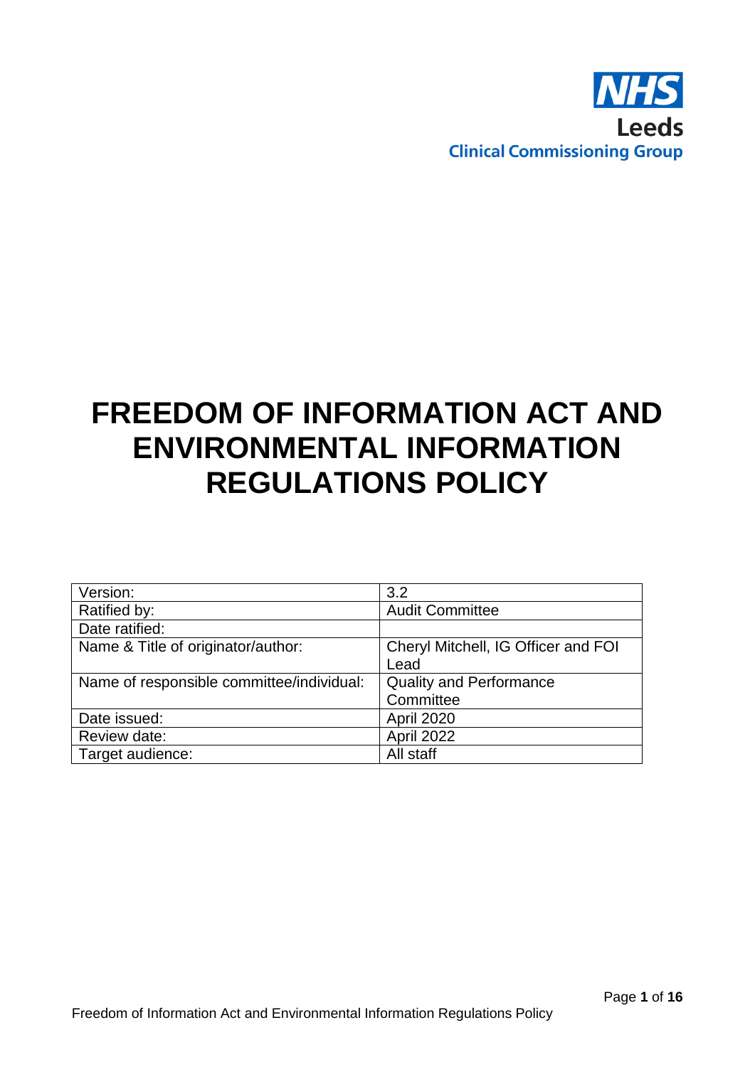NHS

Leeds

Clinical Commissioning Group

# FREEDOM OF INFORMATION ACT AND ENVIRONMENTAL INFORMATION REGULATIONS POLICY

| Version: | 3.2 |
|---|---|
| Ratified by: | Audit Committee |
| Date ratified: | |
| Name & Title of originator/author: | Cheryl Mitchell, IG Officer and FOI Lead |
| Name of responsible committee/individual: | Quality and Performance Committee |
| Date issued: | April 2020 |
| Review date: | April 2022 |
| Target audience: | All staff |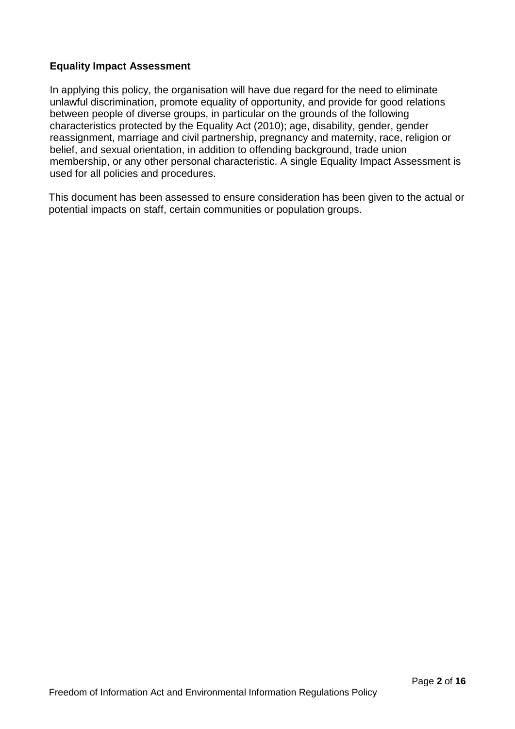## Equality Impact Assessment

In applying this policy, the organisation will have due regard for the need to eliminate unlawful discrimination, promote equality of opportunity, and provide for good relations between people of diverse groups, in particular on the grounds of the following characteristics protected by the Equality Act (2010); age, disability, gender, gender reassignment, marriage and civil partnership, pregnancy and maternity, race, religion or belief, and sexual orientation, in addition to offending background, trade union membership, or any other personal characteristic. A single Equality Impact Assessment is used for all policies and procedures.

This document has been assessed to ensure consideration has been given to the actual or potential impacts on staff, certain communities or population groups.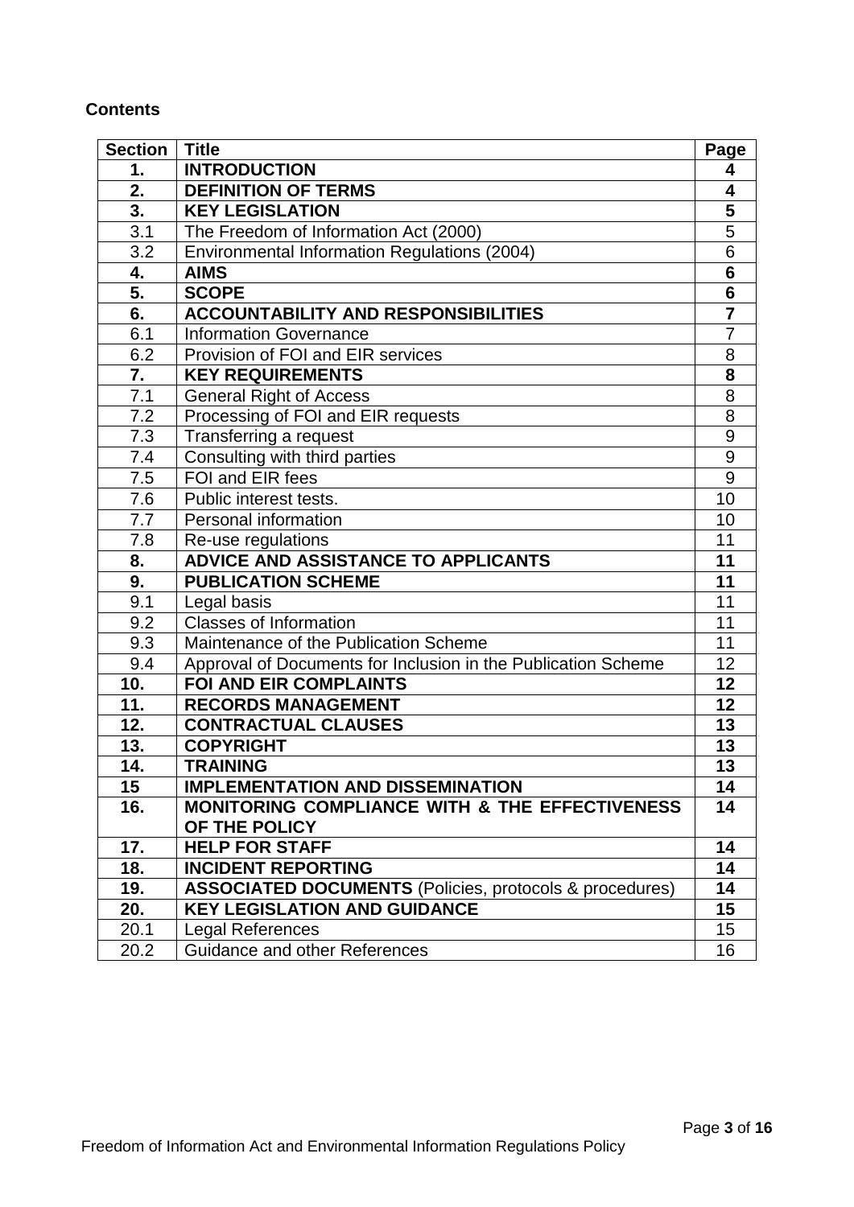**Contents**

| Section | Title | Page |
|---|---|---|
| **1.** | **INTRODUCTION** | **4** |
| **2.** | **DEFINITION OF TERMS** | **4** |
| **3.** | **KEY LEGISLATION** | **5** |
| 3.1 | The Freedom of Information Act (2000) | 5 |
| 3.2 | Environmental Information Regulations (2004) | 6 |
| **4.** | **AIMS** | **6** |
| **5.** | **SCOPE** | **6** |
| **6.** | **ACCOUNTABILITY AND RESPONSIBILITIES** | **7** |
| 6.1 | Information Governance | 7 |
| 6.2 | Provision of FOI and EIR services | 8 |
| **7.** | **KEY REQUIREMENTS** | **8** |
| 7.1 | General Right of Access | 8 |
| 7.2 | Processing of FOI and EIR requests | 8 |
| 7.3 | Transferring a request | 9 |
| 7.4 | Consulting with third parties | 9 |
| 7.5 | FOI and EIR fees | 9 |
| 7.6 | Public interest tests. | 10 |
| 7.7 | Personal information | 10 |
| 7.8 | Re-use regulations | 11 |
| **8.** | **ADVICE AND ASSISTANCE TO APPLICANTS** | **11** |
| **9.** | **PUBLICATION SCHEME** | **11** |
| 9.1 | Legal basis | 11 |
| 9.2 | Classes of Information | 11 |
| 9.3 | Maintenance of the Publication Scheme | 11 |
| 9.4 | Approval of Documents for Inclusion in the Publication Scheme | 12 |
| **10.** | **FOI AND EIR COMPLAINTS** | **12** |
| **11.** | **RECORDS MANAGEMENT** | **12** |
| **12.** | **CONTRACTUAL CLAUSES** | **13** |
| **13.** | **COPYRIGHT** | **13** |
| **14.** | **TRAINING** | **13** |
| **15** | **IMPLEMENTATION AND DISSEMINATION** | **14** |
| **16.** | **MONITORING COMPLIANCE WITH & THE EFFECTIVENESS OF THE POLICY** | **14** |
| **17.** | **HELP FOR STAFF** | **14** |
| **18.** | **INCIDENT REPORTING** | **14** |
| **19.** | **ASSOCIATED DOCUMENTS** (Policies, protocols & procedures) | **14** |
| **20.** | **KEY LEGISLATION AND GUIDANCE** | **15** |
| 20.1 | Legal References | 15 |
| 20.2 | Guidance and other References | 16 |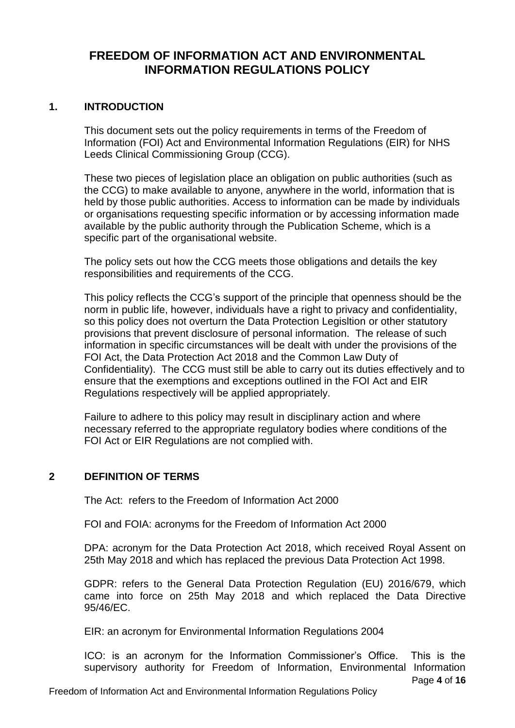# FREEDOM OF INFORMATION ACT AND ENVIRONMENTAL INFORMATION REGULATIONS POLICY

## 1. INTRODUCTION

This document sets out the policy requirements in terms of the Freedom of Information (FOI) Act and Environmental Information Regulations (EIR) for NHS Leeds Clinical Commissioning Group (CCG).

These two pieces of legislation place an obligation on public authorities (such as the CCG) to make available to anyone, anywhere in the world, information that is held by those public authorities. Access to information can be made by individuals or organisations requesting specific information or by accessing information made available by the public authority through the Publication Scheme, which is a specific part of the organisational website.

The policy sets out how the CCG meets those obligations and details the key responsibilities and requirements of the CCG.

This policy reflects the CCG's support of the principle that openness should be the norm in public life, however, individuals have a right to privacy and confidentiality, so this policy does not overturn the Data Protection Legisltion or other statutory provisions that prevent disclosure of personal information. The release of such information in specific circumstances will be dealt with under the provisions of the FOI Act, the Data Protection Act 2018 and the Common Law Duty of Confidentiality). The CCG must still be able to carry out its duties effectively and to ensure that the exemptions and exceptions outlined in the FOI Act and EIR Regulations respectively will be applied appropriately.

Failure to adhere to this policy may result in disciplinary action and where necessary referred to the appropriate regulatory bodies where conditions of the FOI Act or EIR Regulations are not complied with.

## 2 DEFINITION OF TERMS

The Act: refers to the Freedom of Information Act 2000

FOI and FOIA: acronyms for the Freedom of Information Act 2000

DPA: acronym for the Data Protection Act 2018, which received Royal Assent on 25th May 2018 and which has replaced the previous Data Protection Act 1998.

GDPR: refers to the General Data Protection Regulation (EU) 2016/679, which came into force on 25th May 2018 and which replaced the Data Directive 95/46/EC.

EIR: an acronym for Environmental Information Regulations 2004

ICO: is an acronym for the Information Commissioner's Office. This is the supervisory authority for Freedom of Information, Environmental Information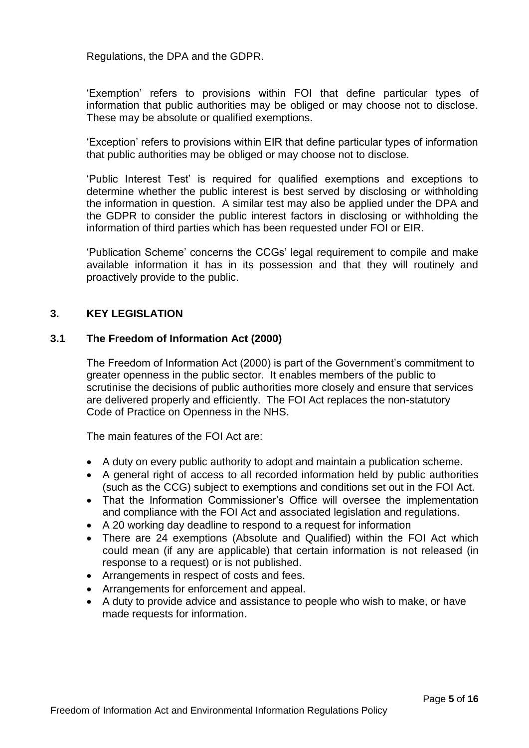Regulations, the DPA and the GDPR.

'Exemption' refers to provisions within FOI that define particular types of information that public authorities may be obliged or may choose not to disclose. These may be absolute or qualified exemptions.

'Exception' refers to provisions within EIR that define particular types of information that public authorities may be obliged or may choose not to disclose.

'Public Interest Test' is required for qualified exemptions and exceptions to determine whether the public interest is best served by disclosing or withholding the information in question. A similar test may also be applied under the DPA and the GDPR to consider the public interest factors in disclosing or withholding the information of third parties which has been requested under FOI or EIR.

'Publication Scheme' concerns the CCGs' legal requirement to compile and make available information it has in its possession and that they will routinely and proactively provide to the public.

## 3. KEY LEGISLATION

### 3.1 The Freedom of Information Act (2000)

The Freedom of Information Act (2000) is part of the Government's commitment to greater openness in the public sector. It enables members of the public to scrutinise the decisions of public authorities more closely and ensure that services are delivered properly and efficiently. The FOI Act replaces the non-statutory Code of Practice on Openness in the NHS.

The main features of the FOI Act are:

- A duty on every public authority to adopt and maintain a publication scheme.
- A general right of access to all recorded information held by public authorities (such as the CCG) subject to exemptions and conditions set out in the FOI Act.
- That the Information Commissioner's Office will oversee the implementation and compliance with the FOI Act and associated legislation and regulations.
- A 20 working day deadline to respond to a request for information
- There are 24 exemptions (Absolute and Qualified) within the FOI Act which could mean (if any are applicable) that certain information is not released (in response to a request) or is not published.
- Arrangements in respect of costs and fees.
- Arrangements for enforcement and appeal.
- A duty to provide advice and assistance to people who wish to make, or have made requests for information.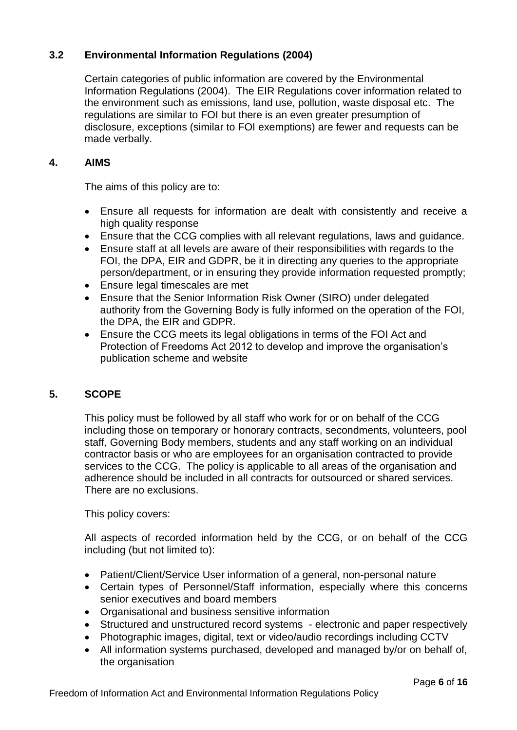### 3.2 Environmental Information Regulations (2004)

Certain categories of public information are covered by the Environmental Information Regulations (2004). The EIR Regulations cover information related to the environment such as emissions, land use, pollution, waste disposal etc. The regulations are similar to FOI but there is an even greater presumption of disclosure, exceptions (similar to FOI exemptions) are fewer and requests can be made verbally.

## 4. AIMS

The aims of this policy are to:

- Ensure all requests for information are dealt with consistently and receive a high quality response
- Ensure that the CCG complies with all relevant regulations, laws and guidance.
- Ensure staff at all levels are aware of their responsibilities with regards to the FOI, the DPA, EIR and GDPR, be it in directing any queries to the appropriate person/department, or in ensuring they provide information requested promptly;
- Ensure legal timescales are met
- Ensure that the Senior Information Risk Owner (SIRO) under delegated authority from the Governing Body is fully informed on the operation of the FOI, the DPA, the EIR and GDPR.
- Ensure the CCG meets its legal obligations in terms of the FOI Act and Protection of Freedoms Act 2012 to develop and improve the organisation's publication scheme and website

## 5. SCOPE

This policy must be followed by all staff who work for or on behalf of the CCG including those on temporary or honorary contracts, secondments, volunteers, pool staff, Governing Body members, students and any staff working on an individual contractor basis or who are employees for an organisation contracted to provide services to the CCG. The policy is applicable to all areas of the organisation and adherence should be included in all contracts for outsourced or shared services. There are no exclusions.

This policy covers:

All aspects of recorded information held by the CCG, or on behalf of the CCG including (but not limited to):

- Patient/Client/Service User information of a general, non-personal nature
- Certain types of Personnel/Staff information, especially where this concerns senior executives and board members
- Organisational and business sensitive information
- Structured and unstructured record systems - electronic and paper respectively
- Photographic images, digital, text or video/audio recordings including CCTV
- All information systems purchased, developed and managed by/or on behalf of, the organisation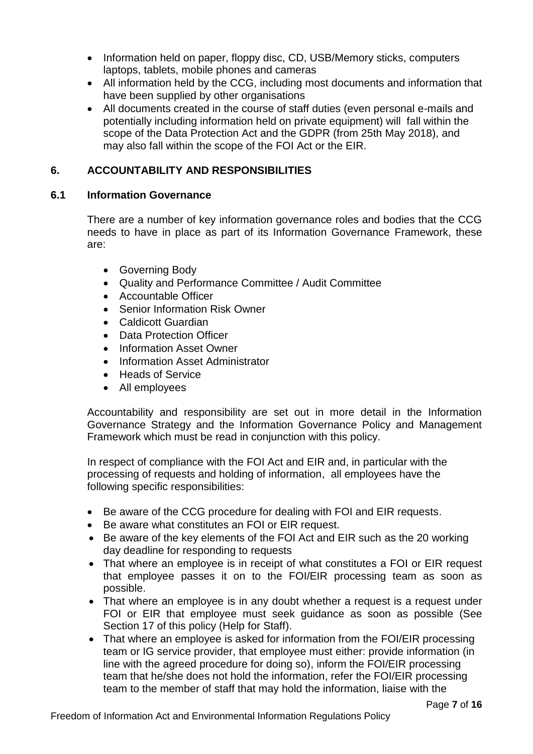- Information held on paper, floppy disc, CD, USB/Memory sticks, computers laptops, tablets, mobile phones and cameras
- All information held by the CCG, including most documents and information that have been supplied by other organisations
- All documents created in the course of staff duties (even personal e-mails and potentially including information held on private equipment) will fall within the scope of the Data Protection Act and the GDPR (from 25th May 2018), and may also fall within the scope of the FOI Act or the EIR.

## 6. ACCOUNTABILITY AND RESPONSIBILITIES

### 6.1 Information Governance

There are a number of key information governance roles and bodies that the CCG needs to have in place as part of its Information Governance Framework, these are:

- Governing Body
- Quality and Performance Committee / Audit Committee
- Accountable Officer
- Senior Information Risk Owner
- Caldicott Guardian
- Data Protection Officer
- Information Asset Owner
- Information Asset Administrator
- Heads of Service
- All employees

Accountability and responsibility are set out in more detail in the Information Governance Strategy and the Information Governance Policy and Management Framework which must be read in conjunction with this policy.

In respect of compliance with the FOI Act and EIR and, in particular with the processing of requests and holding of information, all employees have the following specific responsibilities:

- Be aware of the CCG procedure for dealing with FOI and EIR requests.
- Be aware what constitutes an FOI or EIR request.
- Be aware of the key elements of the FOI Act and EIR such as the 20 working day deadline for responding to requests
- That where an employee is in receipt of what constitutes a FOI or EIR request that employee passes it on to the FOI/EIR processing team as soon as possible.
- That where an employee is in any doubt whether a request is a request under FOI or EIR that employee must seek guidance as soon as possible (See Section 17 of this policy (Help for Staff).
- That where an employee is asked for information from the FOI/EIR processing team or IG service provider, that employee must either: provide information (in line with the agreed procedure for doing so), inform the FOI/EIR processing team that he/she does not hold the information, refer the FOI/EIR processing team to the member of staff that may hold the information, liaise with the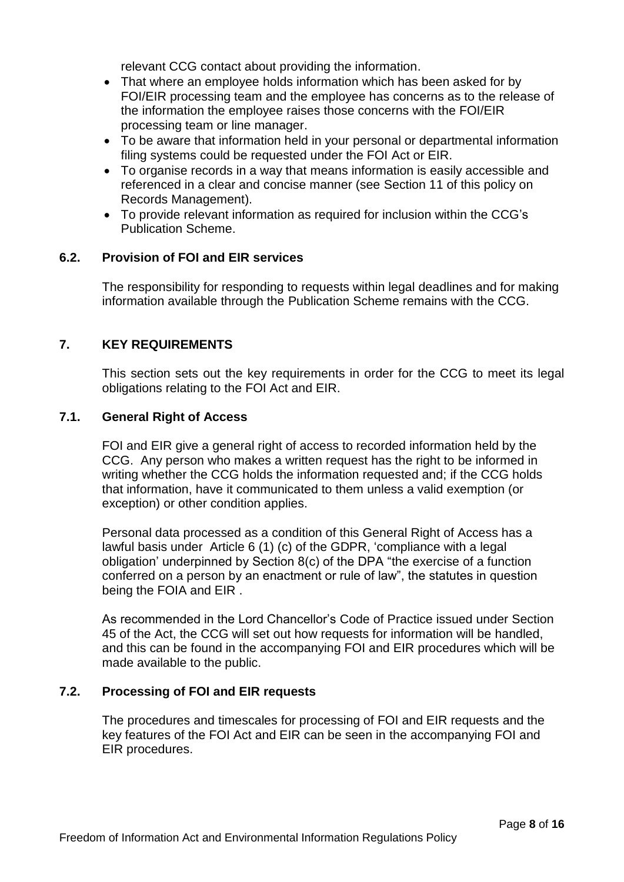relevant CCG contact about providing the information.

- That where an employee holds information which has been asked for by FOI/EIR processing team and the employee has concerns as to the release of the information the employee raises those concerns with the FOI/EIR processing team or line manager.
- To be aware that information held in your personal or departmental information filing systems could be requested under the FOI Act or EIR.
- To organise records in a way that means information is easily accessible and referenced in a clear and concise manner (see Section 11 of this policy on Records Management).
- To provide relevant information as required for inclusion within the CCG's Publication Scheme.

### 6.2. Provision of FOI and EIR services

The responsibility for responding to requests within legal deadlines and for making information available through the Publication Scheme remains with the CCG.

## 7. KEY REQUIREMENTS

This section sets out the key requirements in order for the CCG to meet its legal obligations relating to the FOI Act and EIR.

### 7.1. General Right of Access

FOI and EIR give a general right of access to recorded information held by the CCG. Any person who makes a written request has the right to be informed in writing whether the CCG holds the information requested and; if the CCG holds that information, have it communicated to them unless a valid exemption (or exception) or other condition applies.

Personal data processed as a condition of this General Right of Access has a lawful basis under Article 6 (1) (c) of the GDPR, 'compliance with a legal obligation' underpinned by Section 8(c) of the DPA "the exercise of a function conferred on a person by an enactment or rule of law", the statutes in question being the FOIA and EIR .

As recommended in the Lord Chancellor's Code of Practice issued under Section 45 of the Act, the CCG will set out how requests for information will be handled, and this can be found in the accompanying FOI and EIR procedures which will be made available to the public.

### 7.2. Processing of FOI and EIR requests

The procedures and timescales for processing of FOI and EIR requests and the key features of the FOI Act and EIR can be seen in the accompanying FOI and EIR procedures.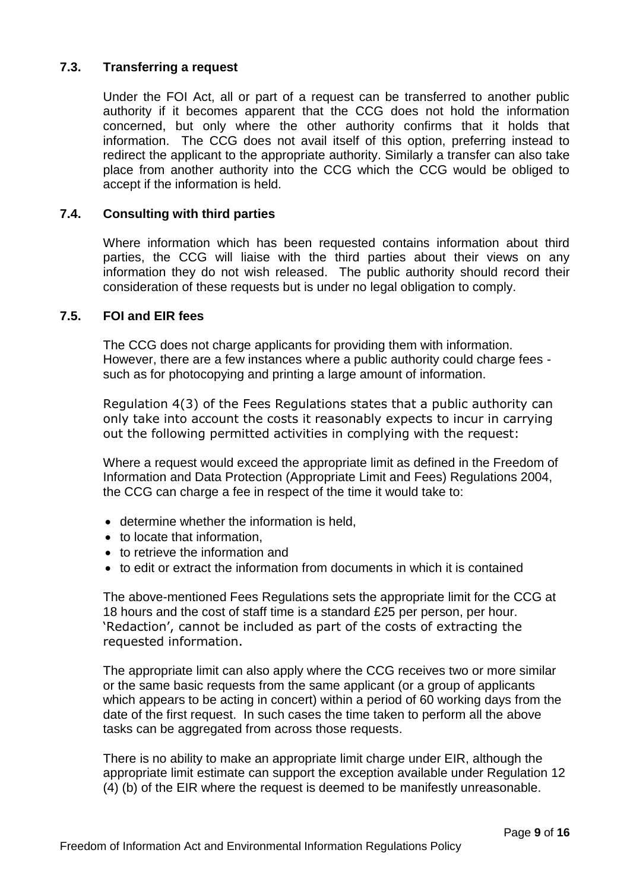### 7.3. Transferring a request

Under the FOI Act, all or part of a request can be transferred to another public authority if it becomes apparent that the CCG does not hold the information concerned, but only where the other authority confirms that it holds that information. The CCG does not avail itself of this option, preferring instead to redirect the applicant to the appropriate authority. Similarly a transfer can also take place from another authority into the CCG which the CCG would be obliged to accept if the information is held.

### 7.4. Consulting with third parties

Where information which has been requested contains information about third parties, the CCG will liaise with the third parties about their views on any information they do not wish released. The public authority should record their consideration of these requests but is under no legal obligation to comply.

### 7.5. FOI and EIR fees

The CCG does not charge applicants for providing them with information. However, there are a few instances where a public authority could charge fees - such as for photocopying and printing a large amount of information.

Regulation 4(3) of the Fees Regulations states that a public authority can only take into account the costs it reasonably expects to incur in carrying out the following permitted activities in complying with the request:

Where a request would exceed the appropriate limit as defined in the Freedom of Information and Data Protection (Appropriate Limit and Fees) Regulations 2004, the CCG can charge a fee in respect of the time it would take to:

- determine whether the information is held,
- to locate that information,
- to retrieve the information and
- to edit or extract the information from documents in which it is contained

The above-mentioned Fees Regulations sets the appropriate limit for the CCG at 18 hours and the cost of staff time is a standard £25 per person, per hour. 'Redaction', cannot be included as part of the costs of extracting the requested information.

The appropriate limit can also apply where the CCG receives two or more similar or the same basic requests from the same applicant (or a group of applicants which appears to be acting in concert) within a period of 60 working days from the date of the first request. In such cases the time taken to perform all the above tasks can be aggregated from across those requests.

There is no ability to make an appropriate limit charge under EIR, although the appropriate limit estimate can support the exception available under Regulation 12 (4) (b) of the EIR where the request is deemed to be manifestly unreasonable.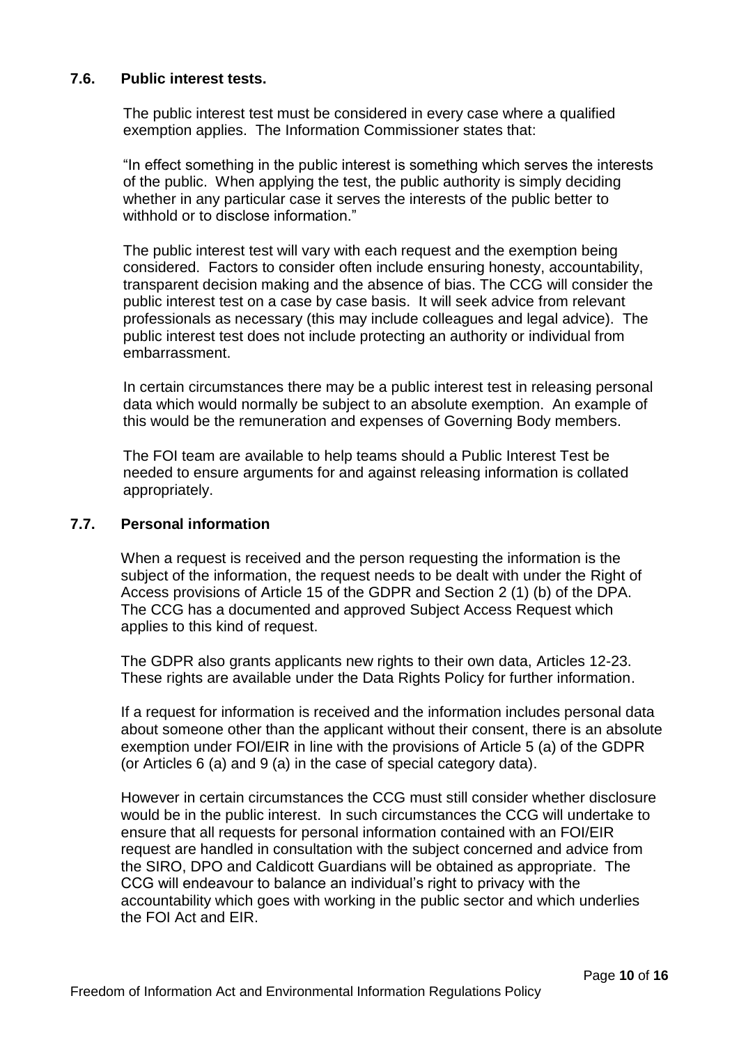### 7.6. Public interest tests.

The public interest test must be considered in every case where a qualified exemption applies. The Information Commissioner states that:

"In effect something in the public interest is something which serves the interests of the public. When applying the test, the public authority is simply deciding whether in any particular case it serves the interests of the public better to withhold or to disclose information."

The public interest test will vary with each request and the exemption being considered. Factors to consider often include ensuring honesty, accountability, transparent decision making and the absence of bias. The CCG will consider the public interest test on a case by case basis. It will seek advice from relevant professionals as necessary (this may include colleagues and legal advice). The public interest test does not include protecting an authority or individual from embarrassment.

In certain circumstances there may be a public interest test in releasing personal data which would normally be subject to an absolute exemption. An example of this would be the remuneration and expenses of Governing Body members.

The FOI team are available to help teams should a Public Interest Test be needed to ensure arguments for and against releasing information is collated appropriately.

### 7.7. Personal information

When a request is received and the person requesting the information is the subject of the information, the request needs to be dealt with under the Right of Access provisions of Article 15 of the GDPR and Section 2 (1) (b) of the DPA. The CCG has a documented and approved Subject Access Request which applies to this kind of request.

The GDPR also grants applicants new rights to their own data, Articles 12-23. These rights are available under the Data Rights Policy for further information.

If a request for information is received and the information includes personal data about someone other than the applicant without their consent, there is an absolute exemption under FOI/EIR in line with the provisions of Article 5 (a) of the GDPR (or Articles 6 (a) and 9 (a) in the case of special category data).

However in certain circumstances the CCG must still consider whether disclosure would be in the public interest. In such circumstances the CCG will undertake to ensure that all requests for personal information contained with an FOI/EIR request are handled in consultation with the subject concerned and advice from the SIRO, DPO and Caldicott Guardians will be obtained as appropriate. The CCG will endeavour to balance an individual's right to privacy with the accountability which goes with working in the public sector and which underlies the FOI Act and EIR.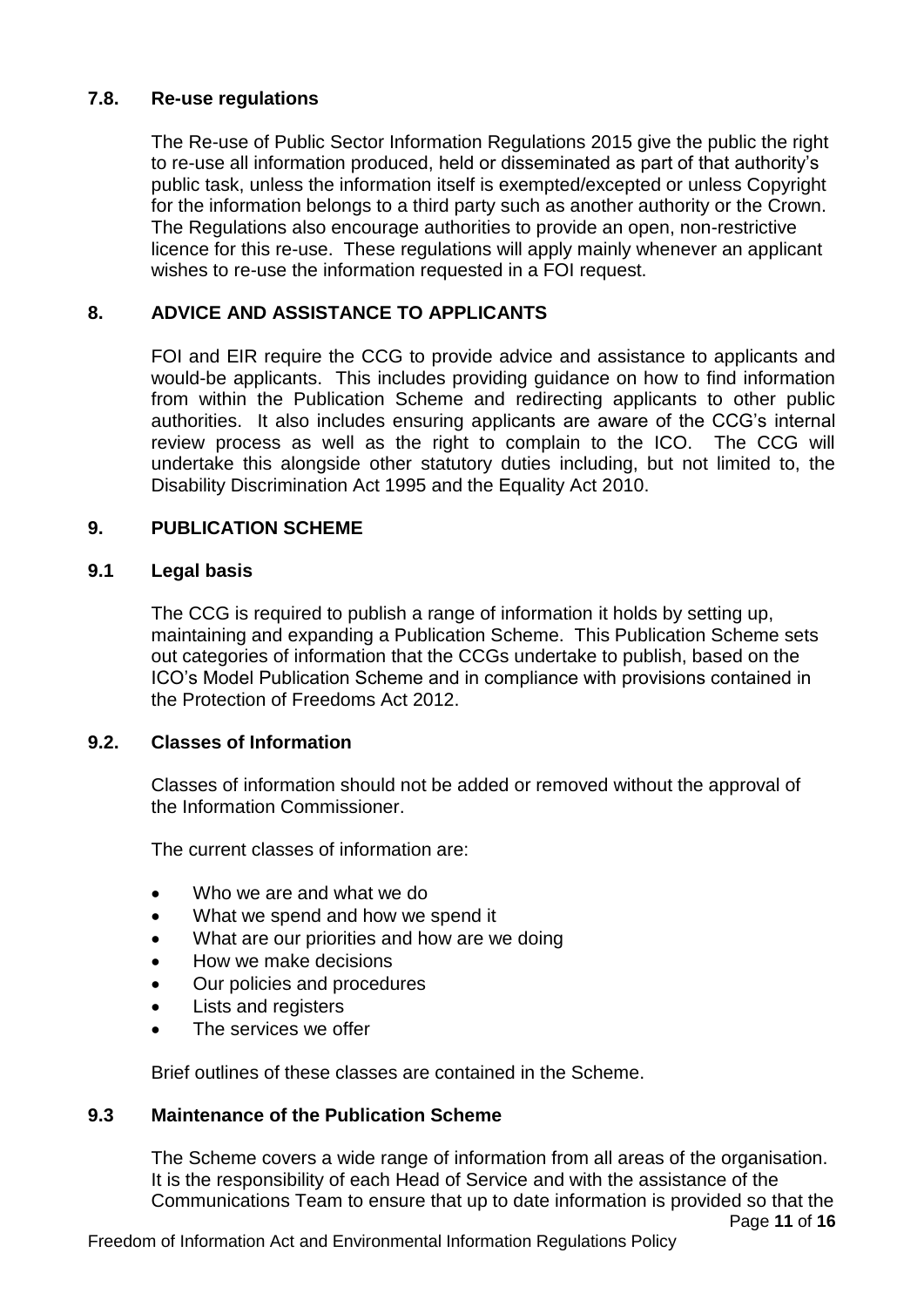### 7.8. Re-use regulations

The Re-use of Public Sector Information Regulations 2015 give the public the right to re-use all information produced, held or disseminated as part of that authority's public task, unless the information itself is exempted/excepted or unless Copyright for the information belongs to a third party such as another authority or the Crown. The Regulations also encourage authorities to provide an open, non-restrictive licence for this re-use. These regulations will apply mainly whenever an applicant wishes to re-use the information requested in a FOI request.

## 8. ADVICE AND ASSISTANCE TO APPLICANTS

FOI and EIR require the CCG to provide advice and assistance to applicants and would-be applicants. This includes providing guidance on how to find information from within the Publication Scheme and redirecting applicants to other public authorities. It also includes ensuring applicants are aware of the CCG's internal review process as well as the right to complain to the ICO. The CCG will undertake this alongside other statutory duties including, but not limited to, the Disability Discrimination Act 1995 and the Equality Act 2010.

## 9. PUBLICATION SCHEME

### 9.1 Legal basis

The CCG is required to publish a range of information it holds by setting up, maintaining and expanding a Publication Scheme. This Publication Scheme sets out categories of information that the CCGs undertake to publish, based on the ICO's Model Publication Scheme and in compliance with provisions contained in the Protection of Freedoms Act 2012.

### 9.2. Classes of Information

Classes of information should not be added or removed without the approval of the Information Commissioner.

The current classes of information are:

- Who we are and what we do
- What we spend and how we spend it
- What are our priorities and how are we doing
- How we make decisions
- Our policies and procedures
- Lists and registers
- The services we offer

Brief outlines of these classes are contained in the Scheme.

### 9.3 Maintenance of the Publication Scheme

The Scheme covers a wide range of information from all areas of the organisation. It is the responsibility of each Head of Service and with the assistance of the Communications Team to ensure that up to date information is provided so that the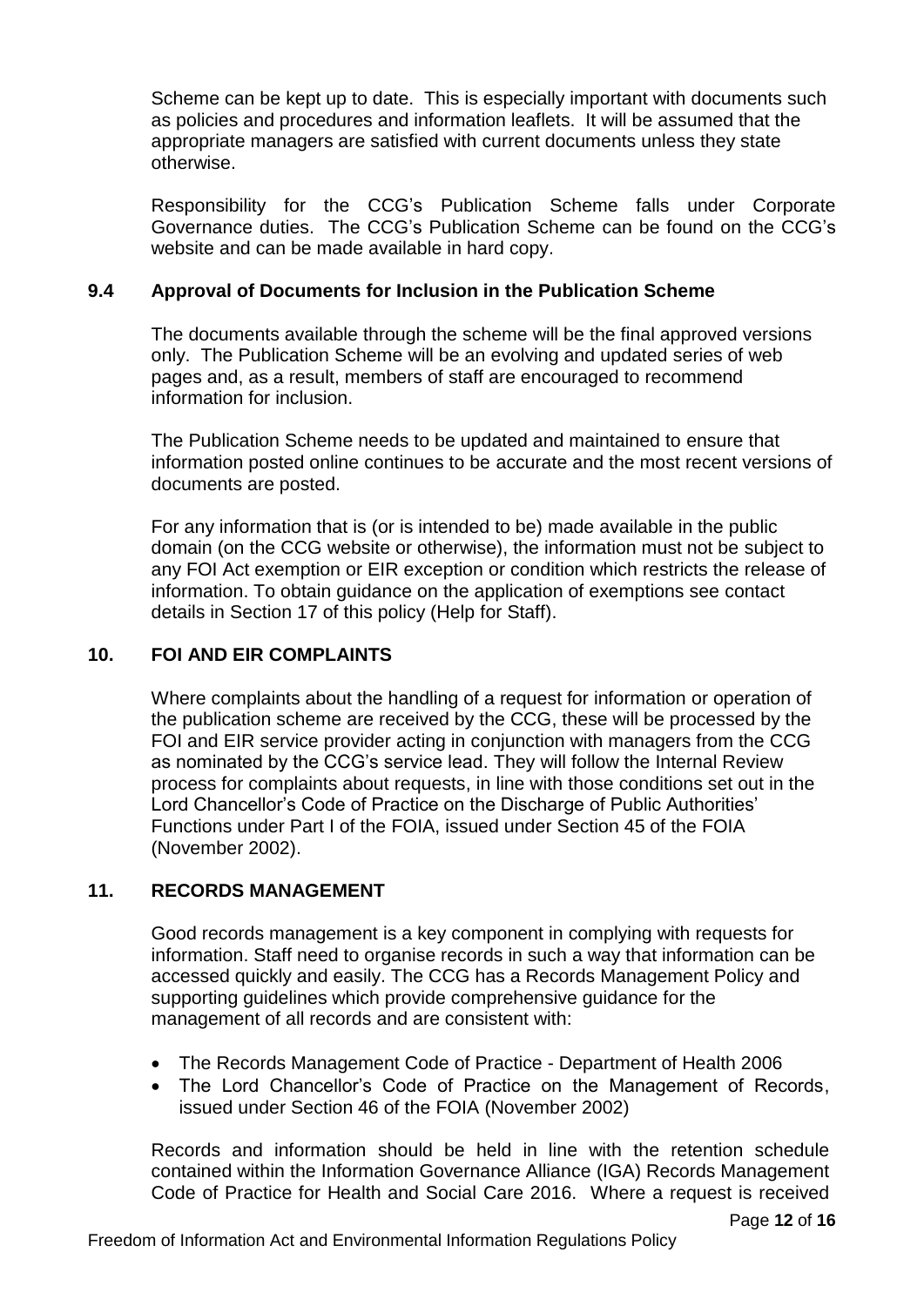Scheme can be kept up to date. This is especially important with documents such as policies and procedures and information leaflets. It will be assumed that the appropriate managers are satisfied with current documents unless they state otherwise.

Responsibility for the CCG's Publication Scheme falls under Corporate Governance duties. The CCG's Publication Scheme can be found on the CCG's website and can be made available in hard copy.

### 9.4 Approval of Documents for Inclusion in the Publication Scheme

The documents available through the scheme will be the final approved versions only. The Publication Scheme will be an evolving and updated series of web pages and, as a result, members of staff are encouraged to recommend information for inclusion.

The Publication Scheme needs to be updated and maintained to ensure that information posted online continues to be accurate and the most recent versions of documents are posted.

For any information that is (or is intended to be) made available in the public domain (on the CCG website or otherwise), the information must not be subject to any FOI Act exemption or EIR exception or condition which restricts the release of information. To obtain guidance on the application of exemptions see contact details in Section 17 of this policy (Help for Staff).

## 10. FOI AND EIR COMPLAINTS

Where complaints about the handling of a request for information or operation of the publication scheme are received by the CCG, these will be processed by the FOI and EIR service provider acting in conjunction with managers from the CCG as nominated by the CCG's service lead. They will follow the Internal Review process for complaints about requests, in line with those conditions set out in the Lord Chancellor's Code of Practice on the Discharge of Public Authorities' Functions under Part I of the FOIA, issued under Section 45 of the FOIA (November 2002).

## 11. RECORDS MANAGEMENT

Good records management is a key component in complying with requests for information. Staff need to organise records in such a way that information can be accessed quickly and easily. The CCG has a Records Management Policy and supporting guidelines which provide comprehensive guidance for the management of all records and are consistent with:

- The Records Management Code of Practice - Department of Health 2006
- The Lord Chancellor's Code of Practice on the Management of Records, issued under Section 46 of the FOIA (November 2002)

Records and information should be held in line with the retention schedule contained within the Information Governance Alliance (IGA) Records Management Code of Practice for Health and Social Care 2016. Where a request is received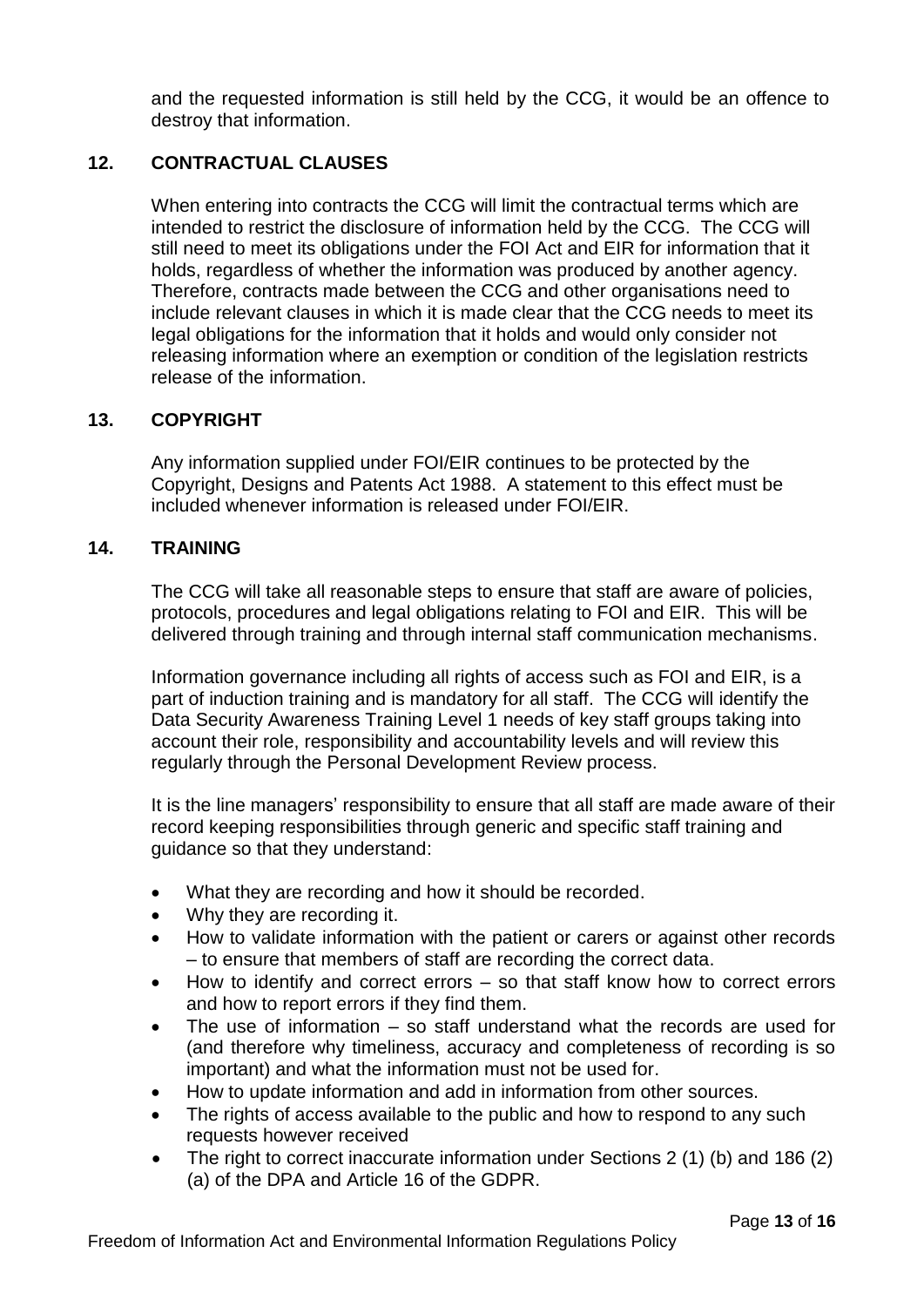and the requested information is still held by the CCG, it would be an offence to destroy that information.

## 12. CONTRACTUAL CLAUSES

When entering into contracts the CCG will limit the contractual terms which are intended to restrict the disclosure of information held by the CCG. The CCG will still need to meet its obligations under the FOI Act and EIR for information that it holds, regardless of whether the information was produced by another agency. Therefore, contracts made between the CCG and other organisations need to include relevant clauses in which it is made clear that the CCG needs to meet its legal obligations for the information that it holds and would only consider not releasing information where an exemption or condition of the legislation restricts release of the information.

## 13. COPYRIGHT

Any information supplied under FOI/EIR continues to be protected by the Copyright, Designs and Patents Act 1988. A statement to this effect must be included whenever information is released under FOI/EIR.

## 14. TRAINING

The CCG will take all reasonable steps to ensure that staff are aware of policies, protocols, procedures and legal obligations relating to FOI and EIR. This will be delivered through training and through internal staff communication mechanisms.

Information governance including all rights of access such as FOI and EIR, is a part of induction training and is mandatory for all staff. The CCG will identify the Data Security Awareness Training Level 1 needs of key staff groups taking into account their role, responsibility and accountability levels and will review this regularly through the Personal Development Review process.

It is the line managers' responsibility to ensure that all staff are made aware of their record keeping responsibilities through generic and specific staff training and guidance so that they understand:

- What they are recording and how it should be recorded.
- Why they are recording it.
- How to validate information with the patient or carers or against other records – to ensure that members of staff are recording the correct data.
- How to identify and correct errors – so that staff know how to correct errors and how to report errors if they find them.
- The use of information – so staff understand what the records are used for (and therefore why timeliness, accuracy and completeness of recording is so important) and what the information must not be used for.
- How to update information and add in information from other sources.
- The rights of access available to the public and how to respond to any such requests however received
- The right to correct inaccurate information under Sections 2 (1) (b) and 186 (2) (a) of the DPA and Article 16 of the GDPR.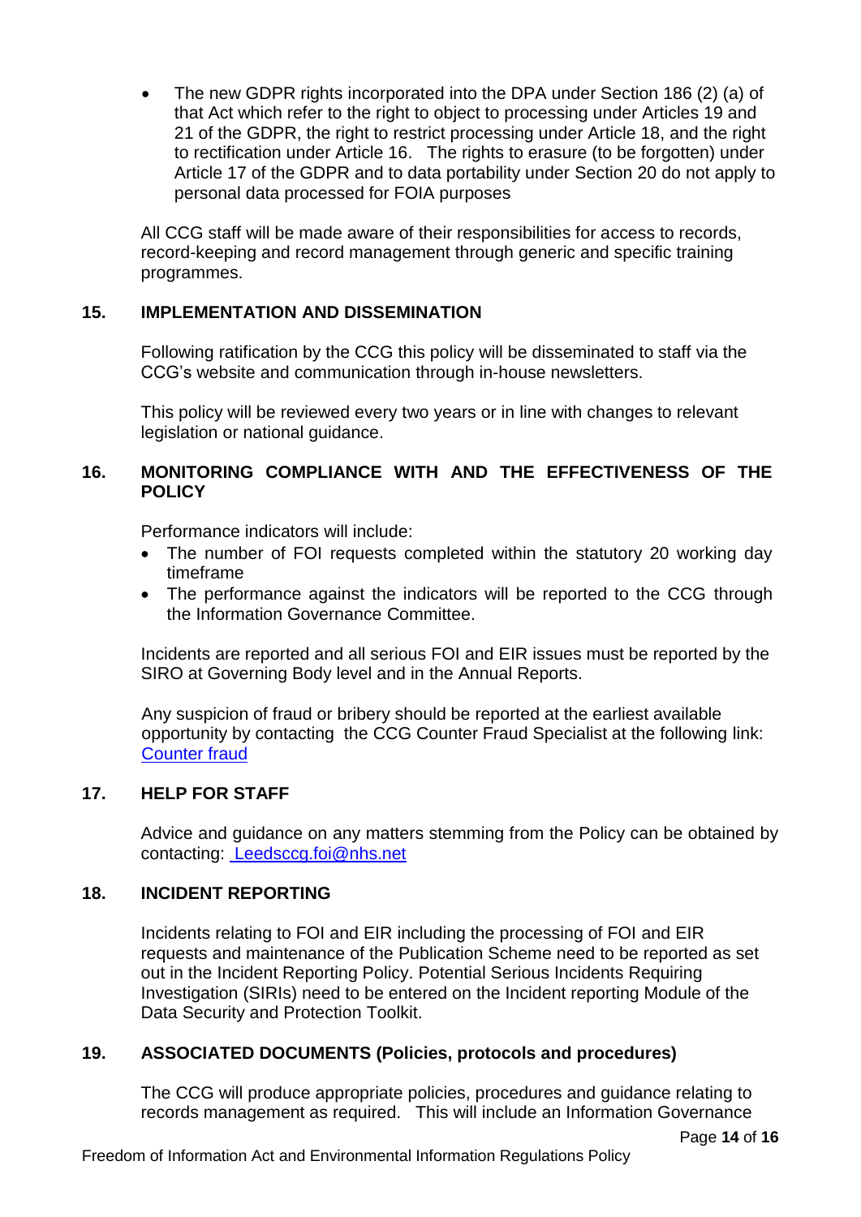- The new GDPR rights incorporated into the DPA under Section 186 (2) (a) of that Act which refer to the right to object to processing under Articles 19 and 21 of the GDPR, the right to restrict processing under Article 18, and the right to rectification under Article 16. The rights to erasure (to be forgotten) under Article 17 of the GDPR and to data portability under Section 20 do not apply to personal data processed for FOIA purposes

All CCG staff will be made aware of their responsibilities for access to records, record-keeping and record management through generic and specific training programmes.

## 15. IMPLEMENTATION AND DISSEMINATION

Following ratification by the CCG this policy will be disseminated to staff via the CCG's website and communication through in-house newsletters.

This policy will be reviewed every two years or in line with changes to relevant legislation or national guidance.

## 16. MONITORING COMPLIANCE WITH AND THE EFFECTIVENESS OF THE POLICY

Performance indicators will include:

- The number of FOI requests completed within the statutory 20 working day timeframe
- The performance against the indicators will be reported to the CCG through the Information Governance Committee.

Incidents are reported and all serious FOI and EIR issues must be reported by the SIRO at Governing Body level and in the Annual Reports.

Any suspicion of fraud or bribery should be reported at the earliest available opportunity by contacting the CCG Counter Fraud Specialist at the following link: Counter fraud

## 17. HELP FOR STAFF

Advice and guidance on any matters stemming from the Policy can be obtained by contacting: Leedsccg.foi@nhs.net

## 18. INCIDENT REPORTING

Incidents relating to FOI and EIR including the processing of FOI and EIR requests and maintenance of the Publication Scheme need to be reported as set out in the Incident Reporting Policy. Potential Serious Incidents Requiring Investigation (SIRIs) need to be entered on the Incident reporting Module of the Data Security and Protection Toolkit.

## 19. ASSOCIATED DOCUMENTS (Policies, protocols and procedures)

The CCG will produce appropriate policies, procedures and guidance relating to records management as required. This will include an Information Governance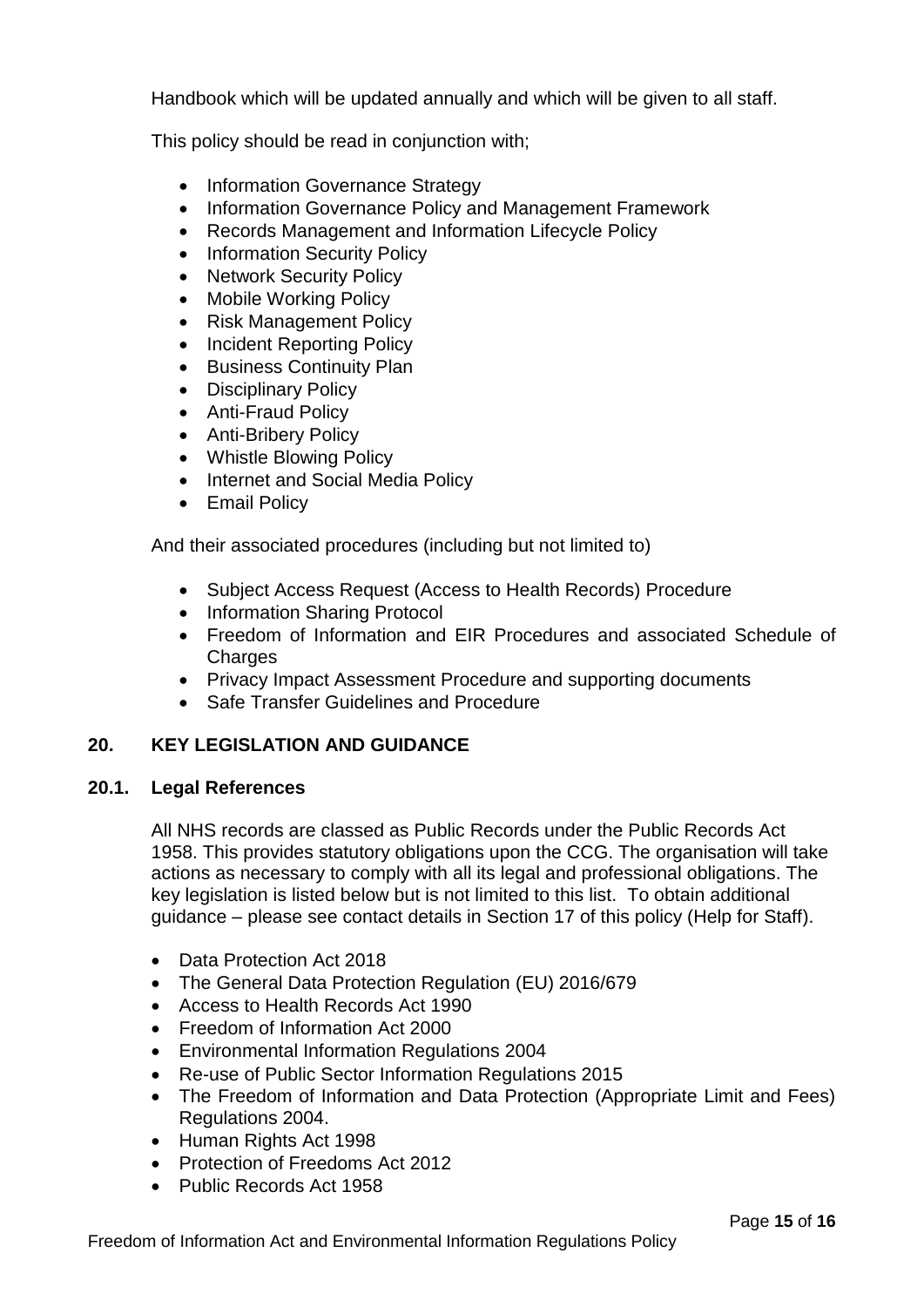Handbook which will be updated annually and which will be given to all staff.

This policy should be read in conjunction with;

- Information Governance Strategy
- Information Governance Policy and Management Framework
- Records Management and Information Lifecycle Policy
- Information Security Policy
- Network Security Policy
- Mobile Working Policy
- Risk Management Policy
- Incident Reporting Policy
- Business Continuity Plan
- Disciplinary Policy
- Anti-Fraud Policy
- Anti-Bribery Policy
- Whistle Blowing Policy
- Internet and Social Media Policy
- Email Policy

And their associated procedures (including but not limited to)

- Subject Access Request (Access to Health Records) Procedure
- Information Sharing Protocol
- Freedom of Information and EIR Procedures and associated Schedule of Charges
- Privacy Impact Assessment Procedure and supporting documents
- Safe Transfer Guidelines and Procedure

## 20. KEY LEGISLATION AND GUIDANCE

### 20.1. Legal References

All NHS records are classed as Public Records under the Public Records Act 1958. This provides statutory obligations upon the CCG. The organisation will take actions as necessary to comply with all its legal and professional obligations. The key legislation is listed below but is not limited to this list. To obtain additional guidance – please see contact details in Section 17 of this policy (Help for Staff).

- Data Protection Act 2018
- The General Data Protection Regulation (EU) 2016/679
- Access to Health Records Act 1990
- Freedom of Information Act 2000
- Environmental Information Regulations 2004
- Re-use of Public Sector Information Regulations 2015
- The Freedom of Information and Data Protection (Appropriate Limit and Fees) Regulations 2004.
- Human Rights Act 1998
- Protection of Freedoms Act 2012
- Public Records Act 1958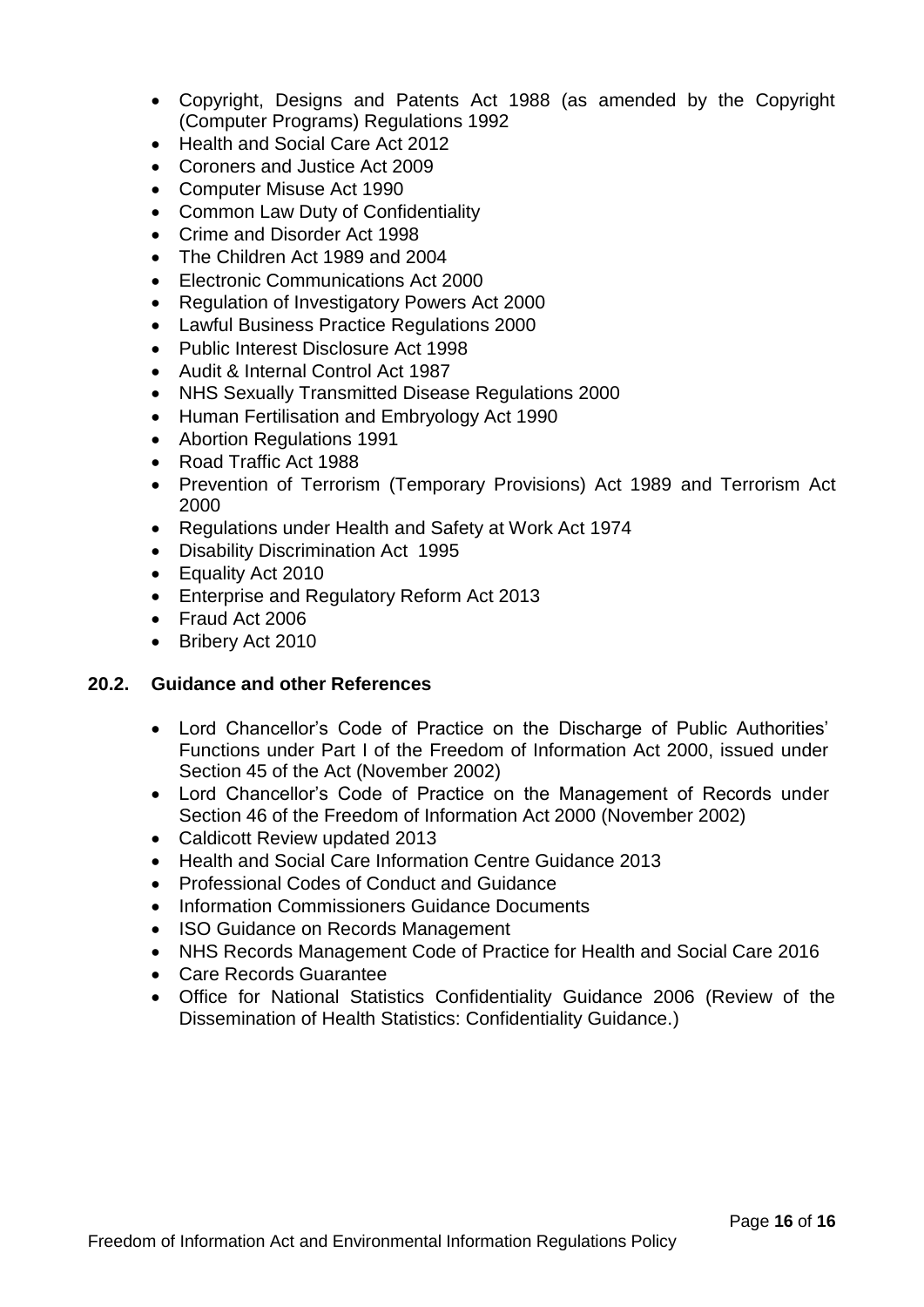- Copyright, Designs and Patents Act 1988 (as amended by the Copyright (Computer Programs) Regulations 1992
- Health and Social Care Act 2012
- Coroners and Justice Act 2009
- Computer Misuse Act 1990
- Common Law Duty of Confidentiality
- Crime and Disorder Act 1998
- The Children Act 1989 and 2004
- Electronic Communications Act 2000
- Regulation of Investigatory Powers Act 2000
- Lawful Business Practice Regulations 2000
- Public Interest Disclosure Act 1998
- Audit & Internal Control Act 1987
- NHS Sexually Transmitted Disease Regulations 2000
- Human Fertilisation and Embryology Act 1990
- Abortion Regulations 1991
- Road Traffic Act 1988
- Prevention of Terrorism (Temporary Provisions) Act 1989 and Terrorism Act 2000
- Regulations under Health and Safety at Work Act 1974
- Disability Discrimination Act 1995
- Equality Act 2010
- Enterprise and Regulatory Reform Act 2013
- Fraud Act 2006
- Bribery Act 2010

### 20.2. Guidance and other References

- Lord Chancellor's Code of Practice on the Discharge of Public Authorities' Functions under Part I of the Freedom of Information Act 2000, issued under Section 45 of the Act (November 2002)
- Lord Chancellor's Code of Practice on the Management of Records under Section 46 of the Freedom of Information Act 2000 (November 2002)
- Caldicott Review updated 2013
- Health and Social Care Information Centre Guidance 2013
- Professional Codes of Conduct and Guidance
- Information Commissioners Guidance Documents
- ISO Guidance on Records Management
- NHS Records Management Code of Practice for Health and Social Care 2016
- Care Records Guarantee
- Office for National Statistics Confidentiality Guidance 2006 (Review of the Dissemination of Health Statistics: Confidentiality Guidance.)